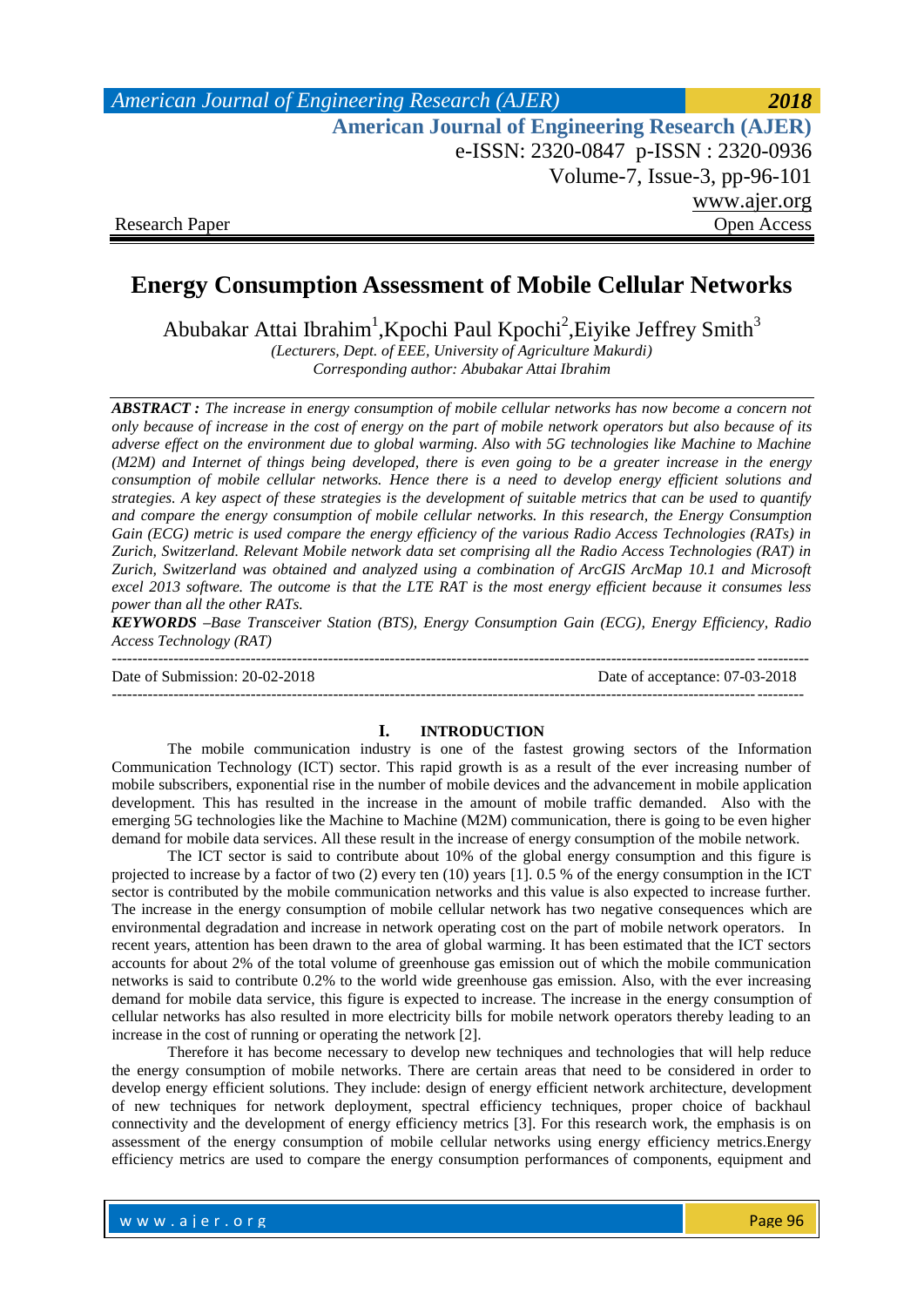# Energy Consumption Assessment of Mobile Cellular Networks

Abubakar Attai Ibrahim[1],Kpochi Paul Kpochi[2],Eiyike Jeffrey Smith[3]

*(Lecturers, Dept. of EEE, University of Agriculture Makurdi)*
*Corresponding author: Abubakar Attai Ibrahim*

***ABSTRACT :*** *The increase in energy consumption of mobile cellular networks has now become a concern not only because of increase in the cost of energy on the part of mobile network operators but also because of its adverse effect on the environment due to global warming. Also with 5G technologies like Machine to Machine (M2M) and Internet of things being developed, there is even going to be a greater increase in the energy consumption of mobile cellular networks. Hence there is a need to develop energy efficient solutions and strategies. A key aspect of these strategies is the development of suitable metrics that can be used to quantify and compare the energy consumption of mobile cellular networks. In this research, the Energy Consumption Gain (ECG) metric is used compare the energy efficiency of the various Radio Access Technologies (RATs) in Zurich, Switzerland. Relevant Mobile network data set comprising all the Radio Access Technologies (RAT) in Zurich, Switzerland was obtained and analyzed using a combination of ArcGIS ArcMap 10.1 and Microsoft excel 2013 software. The outcome is that the LTE RAT is the most energy efficient because it consumes less power than all the other RATs.*

***KEYWORDS*** *–Base Transceiver Station (BTS), Energy Consumption Gain (ECG), Energy Efficiency, Radio Access Technology (RAT)*

---

Date of Submission: 20-02-2018 | Date of acceptance: 07-03-2018

---

## I. INTRODUCTION

The mobile communication industry is one of the fastest growing sectors of the Information Communication Technology (ICT) sector. This rapid growth is as a result of the ever increasing number of mobile subscribers, exponential rise in the number of mobile devices and the advancement in mobile application development. This has resulted in the increase in the amount of mobile traffic demanded. Also with the emerging 5G technologies like the Machine to Machine (M2M) communication, there is going to be even higher demand for mobile data services. All these result in the increase of energy consumption of the mobile network.

The ICT sector is said to contribute about 10% of the global energy consumption and this figure is projected to increase by a factor of two (2) every ten (10) years [1]. 0.5 % of the energy consumption in the ICT sector is contributed by the mobile communication networks and this value is also expected to increase further. The increase in the energy consumption of mobile cellular network has two negative consequences which are environmental degradation and increase in network operating cost on the part of mobile network operators. In recent years, attention has been drawn to the area of global warming. It has been estimated that the ICT sectors accounts for about 2% of the total volume of greenhouse gas emission out of which the mobile communication networks is said to contribute 0.2% to the world wide greenhouse gas emission. Also, with the ever increasing demand for mobile data service, this figure is expected to increase. The increase in the energy consumption of cellular networks has also resulted in more electricity bills for mobile network operators thereby leading to an increase in the cost of running or operating the network [2].

Therefore it has become necessary to develop new techniques and technologies that will help reduce the energy consumption of mobile networks. There are certain areas that need to be considered in order to develop energy efficient solutions. They include: design of energy efficient network architecture, development of new techniques for network deployment, spectral efficiency techniques, proper choice of backhaul connectivity and the development of energy efficiency metrics [3]. For this research work, the emphasis is on assessment of the energy consumption of mobile cellular networks using energy efficiency metrics.Energy efficiency metrics are used to compare the energy consumption performances of components, equipment and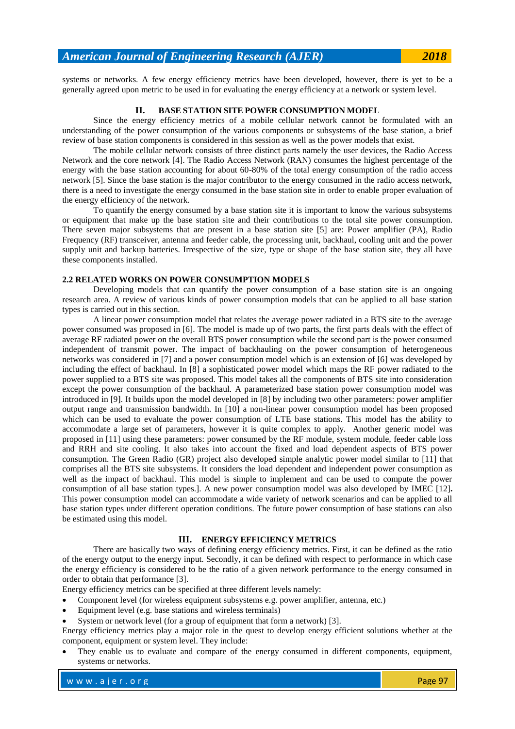systems or networks. A few energy efficiency metrics have been developed, however, there is yet to be a generally agreed upon metric to be used in for evaluating the energy efficiency at a network or system level.

## II. BASE STATION SITE POWER CONSUMPTION MODEL

Since the energy efficiency metrics of a mobile cellular network cannot be formulated with an understanding of the power consumption of the various components or subsystems of the base station, a brief review of base station components is considered in this session as well as the power models that exist.

The mobile cellular network consists of three distinct parts namely the user devices, the Radio Access Network and the core network [4]. The Radio Access Network (RAN) consumes the highest percentage of the energy with the base station accounting for about 60-80% of the total energy consumption of the radio access network [5]. Since the base station is the major contributor to the energy consumed in the radio access network, there is a need to investigate the energy consumed in the base station site in order to enable proper evaluation of the energy efficiency of the network.

To quantify the energy consumed by a base station site it is important to know the various subsystems or equipment that make up the base station site and their contributions to the total site power consumption. There seven major subsystems that are present in a base station site [5] are: Power amplifier (PA), Radio Frequency (RF) transceiver, antenna and feeder cable, the processing unit, backhaul, cooling unit and the power supply unit and backup batteries. Irrespective of the size, type or shape of the base station site, they all have these components installed.

### 2.2 RELATED WORKS ON POWER CONSUMPTION MODELS

Developing models that can quantify the power consumption of a base station site is an ongoing research area. A review of various kinds of power consumption models that can be applied to all base station types is carried out in this section.

A linear power consumption model that relates the average power radiated in a BTS site to the average power consumed was proposed in [6]. The model is made up of two parts, the first parts deals with the effect of average RF radiated power on the overall BTS power consumption while the second part is the power consumed independent of transmit power. The impact of backhauling on the power consumption of heterogeneous networks was considered in [7] and a power consumption model which is an extension of [6] was developed by including the effect of backhaul. In [8] a sophisticated power model which maps the RF power radiated to the power supplied to a BTS site was proposed. This model takes all the components of BTS site into consideration except the power consumption of the backhaul. A parameterized base station power consumption model was introduced in [9]. It builds upon the model developed in [8] by including two other parameters: power amplifier output range and transmission bandwidth. In [10] a non-linear power consumption model has been proposed which can be used to evaluate the power consumption of LTE base stations. This model has the ability to accommodate a large set of parameters, however it is quite complex to apply. Another generic model was proposed in [11] using these parameters: power consumed by the RF module, system module, feeder cable loss and RRH and site cooling. It also takes into account the fixed and load dependent aspects of BTS power consumption. The Green Radio (GR) project also developed simple analytic power model similar to [11] that comprises all the BTS site subsystems. It considers the load dependent and independent power consumption as well as the impact of backhaul. This model is simple to implement and can be used to compute the power consumption of all base station types.]. A new power consumption model was also developed by IMEC [12]**.** This power consumption model can accommodate a wide variety of network scenarios and can be applied to all base station types under different operation conditions. The future power consumption of base stations can also be estimated using this model.

## III. ENERGY EFFICIENCY METRICS

There are basically two ways of defining energy efficiency metrics. First, it can be defined as the ratio of the energy output to the energy input. Secondly, it can be defined with respect to performance in which case the energy efficiency is considered to be the ratio of a given network performance to the energy consumed in order to obtain that performance [3].

Energy efficiency metrics can be specified at three different levels namely:

- Component level (for wireless equipment subsystems e.g. power amplifier, antenna, etc.)
- Equipment level (e.g. base stations and wireless terminals)
- System or network level (for a group of equipment that form a network) [3].

Energy efficiency metrics play a major role in the quest to develop energy efficient solutions whether at the component, equipment or system level. They include:

- They enable us to evaluate and compare of the energy consumed in different components, equipment, systems or networks.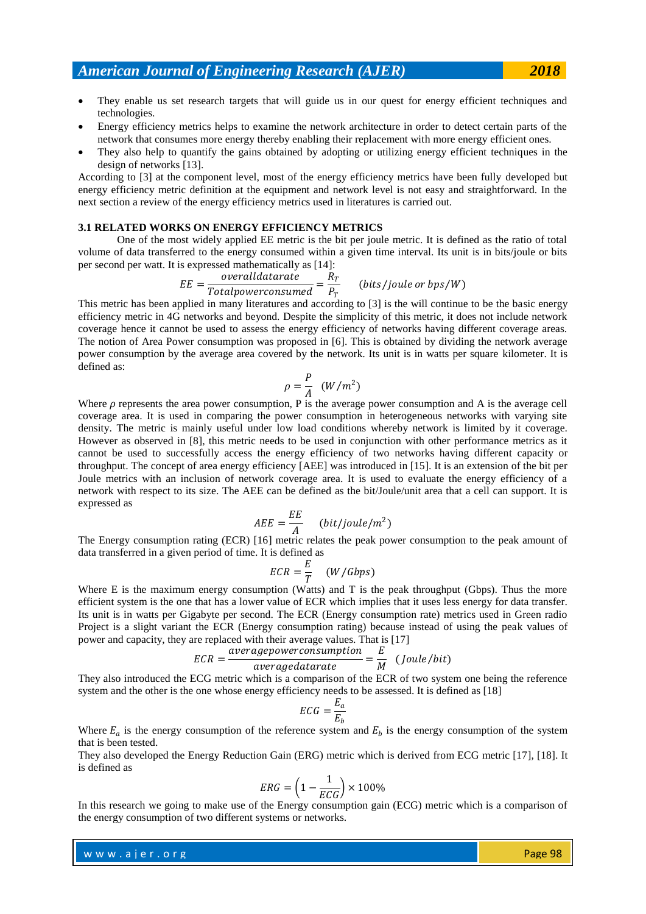- They enable us set research targets that will guide us in our quest for energy efficient techniques and technologies.
- Energy efficiency metrics helps to examine the network architecture in order to detect certain parts of the network that consumes more energy thereby enabling their replacement with more energy efficient ones.
- They also help to quantify the gains obtained by adopting or utilizing energy efficient techniques in the design of networks [13].

According to [3] at the component level, most of the energy efficiency metrics have been fully developed but energy efficiency metric definition at the equipment and network level is not easy and straightforward. In the next section a review of the energy efficiency metrics used in literatures is carried out.

### 3.1 RELATED WORKS ON ENERGY EFFICIENCY METRICS

One of the most widely applied EE metric is the bit per joule metric. It is defined as the ratio of total volume of data transferred to the energy consumed within a given time interval. Its unit is in bits/joule or bits per second per watt. It is expressed mathematically as [14]:

$$EE = \frac{overalldatarate}{Totalpowerconsumed} = \frac{R_T}{P_T} \qquad (bits/joule\ or\ bps/W)$$

This metric has been applied in many literatures and according to [3] is the will continue to be the basic energy efficiency metric in 4G networks and beyond. Despite the simplicity of this metric, it does not include network coverage hence it cannot be used to assess the energy efficiency of networks having different coverage areas. The notion of Area Power consumption was proposed in [6]. This is obtained by dividing the network average power consumption by the average area covered by the network. Its unit is in watts per square kilometer. It is defined as:

$$\rho = \frac{P}{A} \quad (W/m^2)$$

Where $\rho$ represents the area power consumption, P is the average power consumption and A is the average cell coverage area. It is used in comparing the power consumption in heterogeneous networks with varying site density. The metric is mainly useful under low load conditions whereby network is limited by it coverage. However as observed in [8], this metric needs to be used in conjunction with other performance metrics as it cannot be used to successfully access the energy efficiency of two networks having different capacity or throughput. The concept of area energy efficiency [AEE] was introduced in [15]. It is an extension of the bit per Joule metrics with an inclusion of network coverage area. It is used to evaluate the energy efficiency of a network with respect to its size. The AEE can be defined as the bit/Joule/unit area that a cell can support. It is expressed as

$$AEE = \frac{EE}{A} \qquad (bit/joule/m^2)$$

The Energy consumption rating (ECR) [16] metric relates the peak power consumption to the peak amount of data transferred in a given period of time. It is defined as

$$ECR = \frac{E}{T} \qquad (W/Gbps)$$

Where E is the maximum energy consumption (Watts) and T is the peak throughput (Gbps). Thus the more efficient system is the one that has a lower value of ECR which implies that it uses less energy for data transfer. Its unit is in watts per Gigabyte per second. The ECR (Energy consumption rate) metrics used in Green radio Project is a slight variant the ECR (Energy consumption rating) because instead of using the peak values of power and capacity, they are replaced with their average values. That is [17]

$$ECR = \frac{averagepowerconsumption}{averagedatarate} = \frac{E}{M} \quad (Joule/bit)$$

They also introduced the ECG metric which is a comparison of the ECR of two system one being the reference system and the other is the one whose energy efficiency needs to be assessed. It is defined as [18]

$$ECG = \frac{E_a}{E_b}$$

Where $E_a$ is the energy consumption of the reference system and $E_b$ is the energy consumption of the system that is been tested.

They also developed the Energy Reduction Gain (ERG) metric which is derived from ECG metric [17], [18]. It is defined as

$$ERG = \left(1 - \frac{1}{ECG}\right) \times 100\%$$

In this research we going to make use of the Energy consumption gain (ECG) metric which is a comparison of the energy consumption of two different systems or networks.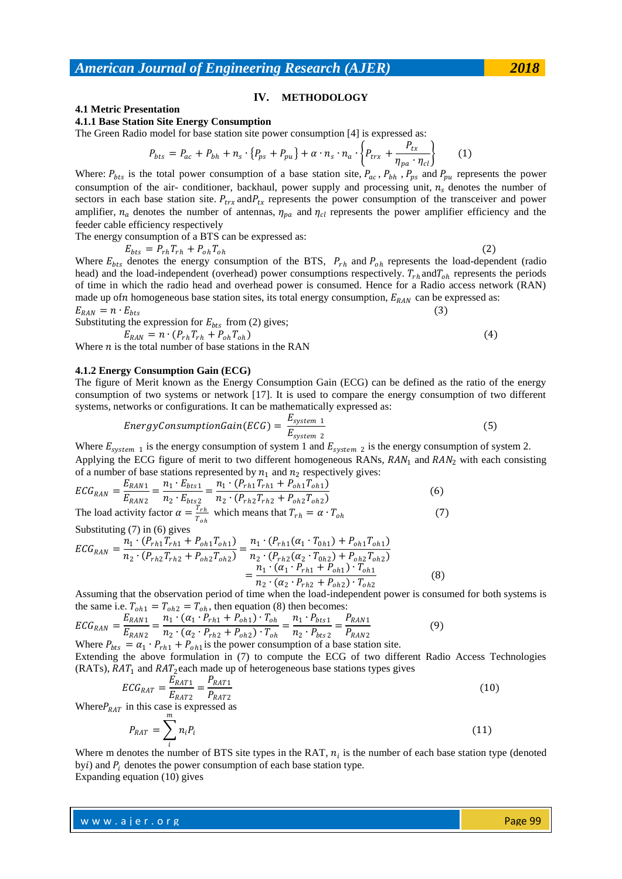## IV. METHODOLOGY

### 4.1 Metric Presentation

#### 4.1.1 Base Station Site Energy Consumption

The Green Radio model for base station site power consumption [4] is expressed as:

$$P_{bts} = P_{ac} + P_{bh} + n_s \cdot \{P_{ps} + P_{pu}\} + \alpha \cdot n_s \cdot n_a \cdot \left\{P_{trx} + \frac{P_{tx}}{\eta_{pa} \cdot \eta_{cl}}\right\} \quad (1)$$

Where: $P_{bts}$ is the total power consumption of a base station site, $P_{ac}$, $P_{bh}$ , $P_{ps}$ and $P_{pu}$ represents the power consumption of the air- conditioner, backhaul, power supply and processing unit, $n_s$ denotes the number of sectors in each base station site. $P_{trx}$ and $P_{tx}$ represents the power consumption of the transceiver and power amplifier, $n_a$ denotes the number of antennas, $\eta_{pa}$ and $\eta_{cl}$ represents the power amplifier efficiency and the feeder cable efficiency respectively

The energy consumption of a BTS can be expressed as:

$$E_{bts} = P_{rh}T_{rh} + P_{oh}T_{oh} \quad (2)$$

Where $E_{bts}$ denotes the energy consumption of the BTS, $P_{rh}$ and $P_{oh}$ represents the load-dependent (radio head) and the load-independent (overhead) power consumptions respectively. $T_{rh}$ and $T_{oh}$ represents the periods of time in which the radio head and overhead power is consumed. Hence for a Radio access network (RAN) made up of $n$ homogeneous base station sites, its total energy consumption, $E_{RAN}$ can be expressed as:

$$E_{RAN} = n \cdot E_{bts} \quad (3)$$

Substituting the expression for $E_{bts}$ from (2) gives;

$$E_{RAN} = n \cdot (P_{rh}T_{rh} + P_{oh}T_{oh}) \quad (4)$$

Where $n$ is the total number of base stations in the RAN

#### 4.1.2 Energy Consumption Gain (ECG)

The figure of Merit known as the Energy Consumption Gain (ECG) can be defined as the ratio of the energy consumption of two system or network [17]. It is used to compare the energy consumption of two different systems, networks or configurations. It can be mathematically expressed as:

$$EnergyConsumptionGain(ECG) = \frac{E_{system\ 1}}{E_{system\ 2}} \quad (5)$$

Where $E_{system\ 1}$ is the energy consumption of system 1 and $E_{system\ 2}$ is the energy consumption of system 2.

Applying the ECG figure of merit to two different homogeneous RANs, $RAN_1$ and $RAN_2$ with each consisting of a number of base stations represented by $n_1$ and $n_2$ respectively gives:

$$ECG_{RAN} = \frac{E_{RAN1}}{E_{RAN2}} = \frac{n_1 \cdot E_{bts1}}{n_2 \cdot E_{bts2}} = \frac{n_1 \cdot (P_{rh1}T_{rh1} + P_{oh1}T_{oh1})}{n_2 \cdot (P_{rh2}T_{rh2} + P_{oh2}T_{oh2})} \quad (6)$$

The load activity factor $\alpha = \frac{T_{rh}}{T_{oh}}$ which means that $T_{rh} = \alpha \cdot T_{oh}$ (7)

Substituting (7) in (6) gives

$$ECG_{RAN} = \frac{n_1 \cdot (P_{rh1}T_{rh1} + P_{oh1}T_{oh1})}{n_2 \cdot (P_{rh2}T_{rh2} + P_{oh2}T_{oh2})} = \frac{n_1 \cdot (P_{rh1}(\alpha_1 \cdot T_{0h1}) + P_{oh1}T_{oh1})}{n_2 \cdot (P_{rh2}(\alpha_2 \cdot T_{0h2}) + P_{oh2}T_{oh2})}$$
$$= \frac{n_1 \cdot (\alpha_1 \cdot P_{rh1} + P_{oh1}) \cdot T_{oh1}}{n_2 \cdot (\alpha_2 \cdot P_{rh2} + P_{oh2}) \cdot T_{oh2}} \quad (8)$$

Assuming that the observation period of time when the load-independent power is consumed for both systems is the same i.e. $T_{oh1} = T_{oh2} = T_{oh}$, then equation (8) then becomes:

$$ECG_{RAN} = \frac{E_{RAN1}}{E_{RAN2}} = \frac{n_1 \cdot (\alpha_1 \cdot P_{rh1} + P_{oh1}) \cdot T_{oh}}{n_2 \cdot (\alpha_2 \cdot P_{rh2} + P_{oh2}) \cdot T_{oh}} = \frac{n_1 \cdot P_{bts1}}{n_2 \cdot P_{bts2}} = \frac{P_{RAN1}}{P_{RAN2}} \quad (9)$$

Where $P_{bts} = \alpha_1 \cdot P_{rh1} + P_{oh1}$ is the power consumption of a base station site.

Extending the above formulation in (7) to compute the ECG of two different Radio Access Technologies (RATs), $RAT_1$ and $RAT_2$ each made up of heterogeneous base stations types gives

$$ECG_{RAT} = \frac{E_{RAT1}}{E_{RAT2}} = \frac{P_{RAT1}}{P_{RAT2}} \quad (10)$$

Where $P_{RAT}$ in this case is expressed as

$$P_{RAT} = \sum_{i}^{m} n_i P_i \quad (11)$$

Where m denotes the number of BTS site types in the RAT, $n_i$ is the number of each base station type (denoted by $i$) and $P_i$ denotes the power consumption of each base station type.

Expanding equation (10) gives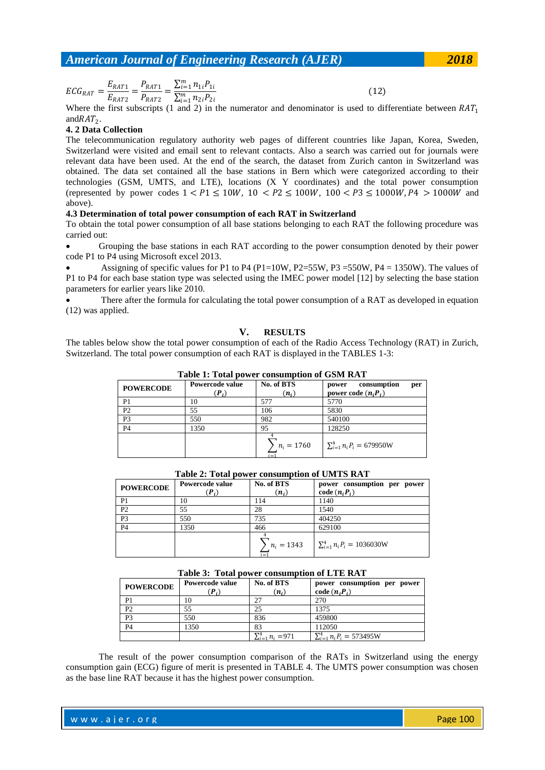$$ECG_{RAT} = \frac{E_{RAT1}}{E_{RAT2}} = \frac{P_{RAT1}}{P_{RAT2}} = \frac{\sum_{i=1}^{m} n_{1i}P_{1i}}{\sum_{i=1}^{m} n_{2i}P_{2i}} \quad (12)$$

Where the first subscripts (1 and 2) in the numerator and denominator is used to differentiate between $RAT_1$ and$RAT_2$.

### 4. 2 Data Collection

The telecommunication regulatory authority web pages of different countries like Japan, Korea, Sweden, Switzerland were visited and email sent to relevant contacts. Also a search was carried out for journals were relevant data have been used. At the end of the search, the dataset from Zurich canton in Switzerland was obtained. The data set contained all the base stations in Bern which were categorized according to their technologies (GSM, UMTS, and LTE), locations (X Y coordinates) and the total power consumption (represented by power codes $1 < P1 \leq 10W$, $10 < P2 \leq 100W$, $100 < P3 \leq 1000W, P4 > 1000W$ and above).

### 4.3 Determination of total power consumption of each RAT in Switzerland

To obtain the total power consumption of all base stations belonging to each RAT the following procedure was carried out:

- Grouping the base stations in each RAT according to the power consumption denoted by their power code P1 to P4 using Microsoft excel 2013.
- Assigning of specific values for P1 to P4 (P1=10W, P2=55W, P3 =550W, P4 = 1350W). The values of P1 to P4 for each base station type was selected using the IMEC power model [12] by selecting the base station parameters for earlier years like 2010.
- There after the formula for calculating the total power consumption of a RAT as developed in equation (12) was applied.

## V. RESULTS

The tables below show the total power consumption of each of the Radio Access Technology (RAT) in Zurich, Switzerland. The total power consumption of each RAT is displayed in the TABLES 1-3:

**Table 1: Total power consumption of GSM RAT**

| POWERCODE | Powercode value ($P_i$) | No. of BTS ($n_i$) | power consumption per power code ($n_iP_i$) |
|---|---|---|---|
| P1 | 10 | 577 | 5770 |
| P2 | 55 | 106 | 5830 |
| P3 | 550 | 982 | 540100 |
| P4 | 1350 | 95 | 128250 |
| | | $\sum_{i=1}^{4} n_i = 1760$ | $\sum_{i=1}^{4} n_iP_i = 679950$W |

**Table 2: Total power consumption of UMTS RAT**

| POWERCODE | Powercode value ($P_i$) | No. of BTS ($n_i$) | power consumption per power code ($n_iP_i$) |
|---|---|---|---|
| P1 | 10 | 114 | 1140 |
| P2 | 55 | 28 | 1540 |
| P3 | 550 | 735 | 404250 |
| P4 | 1350 | 466 | 629100 |
| | | $\sum_{i=1}^{4} n_i = 1343$ | $\sum_{i=1}^{4} n_iP_i = 1036030$W |

**Table 3: Total power consumption of LTE RAT**

| POWERCODE | Powercode value ($P_i$) | No. of BTS ($n_i$) | power consumption per power code ($n_iP_i$) |
|---|---|---|---|
| P1 | 10 | 27 | 270 |
| P2 | 55 | 25 | 1375 |
| P3 | 550 | 836 | 459800 |
| P4 | 1350 | 83 | 112050 |
| | | $\sum_{i=1}^{4} n_i = 971$ | $\sum_{i=1}^{4} n_iP_i = 573495$W |

The result of the power consumption comparison of the RATs in Switzerland using the energy consumption gain (ECG) figure of merit is presented in TABLE 4. The UMTS power consumption was chosen as the base line RAT because it has the highest power consumption.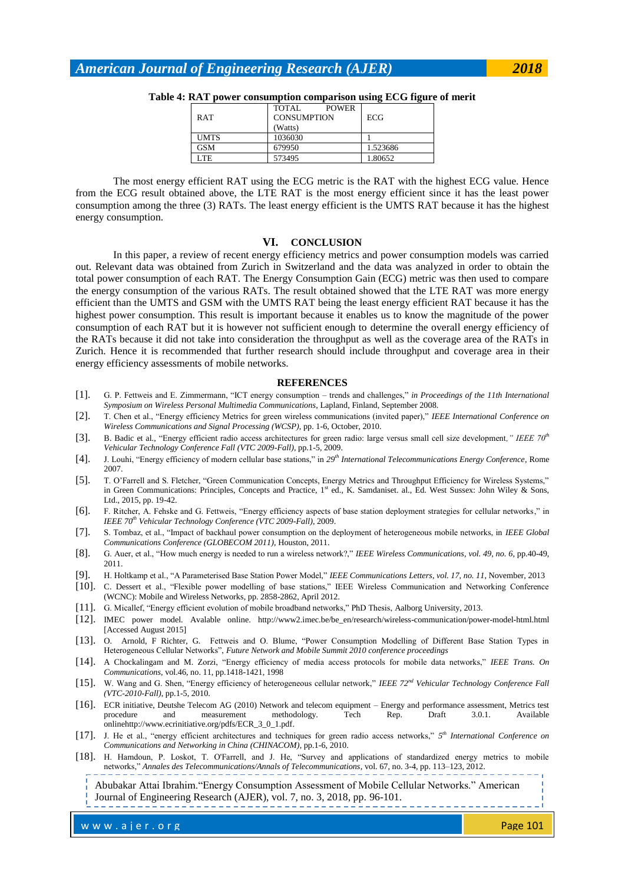**Table 4: RAT power consumption comparison using ECG figure of merit**

| RAT | TOTAL POWER CONSUMPTION (Watts) | ECG |
|---|---|---|
| UMTS | 1036030 | 1 |
| GSM | 679950 | 1.523686 |
| LTE | 573495 | 1.80652 |

The most energy efficient RAT using the ECG metric is the RAT with the highest ECG value. Hence from the ECG result obtained above, the LTE RAT is the most energy efficient since it has the least power consumption among the three (3) RATs. The least energy efficient is the UMTS RAT because it has the highest energy consumption.

## VI. CONCLUSION

In this paper, a review of recent energy efficiency metrics and power consumption models was carried out. Relevant data was obtained from Zurich in Switzerland and the data was analyzed in order to obtain the total power consumption of each RAT. The Energy Consumption Gain (ECG) metric was then used to compare the energy consumption of the various RATs. The result obtained showed that the LTE RAT was more energy efficient than the UMTS and GSM with the UMTS RAT being the least energy efficient RAT because it has the highest power consumption. This result is important because it enables us to know the magnitude of the power consumption of each RAT but it is however not sufficient enough to determine the overall energy efficiency of the RATs because it did not take into consideration the throughput as well as the coverage area of the RATs in Zurich. Hence it is recommended that further research should include throughput and coverage area in their energy efficiency assessments of mobile networks.

## REFERENCES

[1]. G. P. Fettweis and E. Zimmermann, "ICT energy consumption – trends and challenges," *in Proceedings of the 11th International Symposium on Wireless Personal Multimedia Communications*, Lapland, Finland, September 2008.

[2]. T. Chen et al., "Energy efficiency Metrics for green wireless communications (invited paper)," *IEEE International Conference on Wireless Communications and Signal Processing (WCSP)*, pp. 1-6, October, 2010.

[3]. B. Badic et al., "Energy efficient radio access architectures for green radio: large versus small cell size development," *IEEE 70th Vehicular Technology Conference Fall (VTC 2009-Fall)*, pp.1-5, 2009.

[4]. J. Louhi, "Energy efficiency of modern cellular base stations," in *29th International Telecommunications Energy Conference*, Rome 2007.

[5]. T. O'Farrell and S. Fletcher, "Green Communication Concepts, Energy Metrics and Throughput Efficiency for Wireless Systems," in Green Communications: Principles, Concepts and Practice, 1st ed., K. Samdaniset. al., Ed. West Sussex: John Wiley & Sons, Ltd., 2015, pp. 19-42.

[6]. F. Ritcher, A. Fehske and G. Fettweis, "Energy efficiency aspects of base station deployment strategies for cellular networks," in *IEEE 70th Vehicular Technology Conference (VTC 2009-Fall)*, 2009.

[7]. S. Tombaz, et al., "Impact of backhaul power consumption on the deployment of heterogeneous mobile networks, in *IEEE Global Communications Conference (GLOBECOM 2011)*, Houston, 2011.

[8]. G. Auer, et al., "How much energy is needed to run a wireless network?," *IEEE Wireless Communications, vol. 49, no. 6*, pp.40-49, 2011.

[9]. H. Holtkamp et al., "A Parameterised Base Station Power Model," *IEEE Communications Letters, vol. 17, no. 11*, November, 2013

[10]. C. Dessert et al., "Flexible power modelling of base stations," IEEE Wireless Communication and Networking Conference (WCNC): Mobile and Wireless Networks, pp. 2858-2862, April 2012.

[11]. G. Micallef, "Energy efficient evolution of mobile broadband networks," PhD Thesis, Aalborg University, 2013.

[12]. IMEC power model. Avalable online. http://www2.imec.be/be_en/research/wireless-communication/power-model-html.html [Accessed August 2015]

[13]. O. Arnold, F Richter, G. Fettweis and O. Blume, "Power Consumption Modelling of Different Base Station Types in Heterogeneous Cellular Networks", *Future Network and Mobile Summit 2010 conference proceedings*

[14]. A Chockalingam and M. Zorzi, "Energy efficiency of media access protocols for mobile data networks," *IEEE Trans. On Communications*, vol.46, no. 11, pp.1418-1421, 1998

[15]. W. Wang and G. Shen, "Energy efficiency of heterogeneous cellular network," *IEEE 72nd Vehicular Technology Conference Fall (VTC-2010-Fall)*, pp.1-5, 2010.

[16]. ECR initiative, Deutshe Telecom AG (2010) Network and telecom equipment – Energy and performance assessment, Metrics test procedure and measurement methodology. Tech Rep. Draft 3.0.1. Available onlinehttp://www.ecrinitiative.org/pdfs/ECR_3_0_1.pdf.

[17]. J. He et al., "energy efficient architectures and techniques for green radio access networks," *5th International Conference on Communications and Networking in China (CHINACOM)*, pp.1-6, 2010.

[18]. H. Hamdoun, P. Loskot, T. O'Farrell, and J. He, "Survey and applications of standardized energy metrics to mobile networks," *Annales des Telecommunications/Annals of Telecommunications*, vol. 67, no. 3-4, pp. 113–123, 2012.

Abubakar Attai Ibrahim."Energy Consumption Assessment of Mobile Cellular Networks." American Journal of Engineering Research (AJER), vol. 7, no. 3, 2018, pp. 96-101.